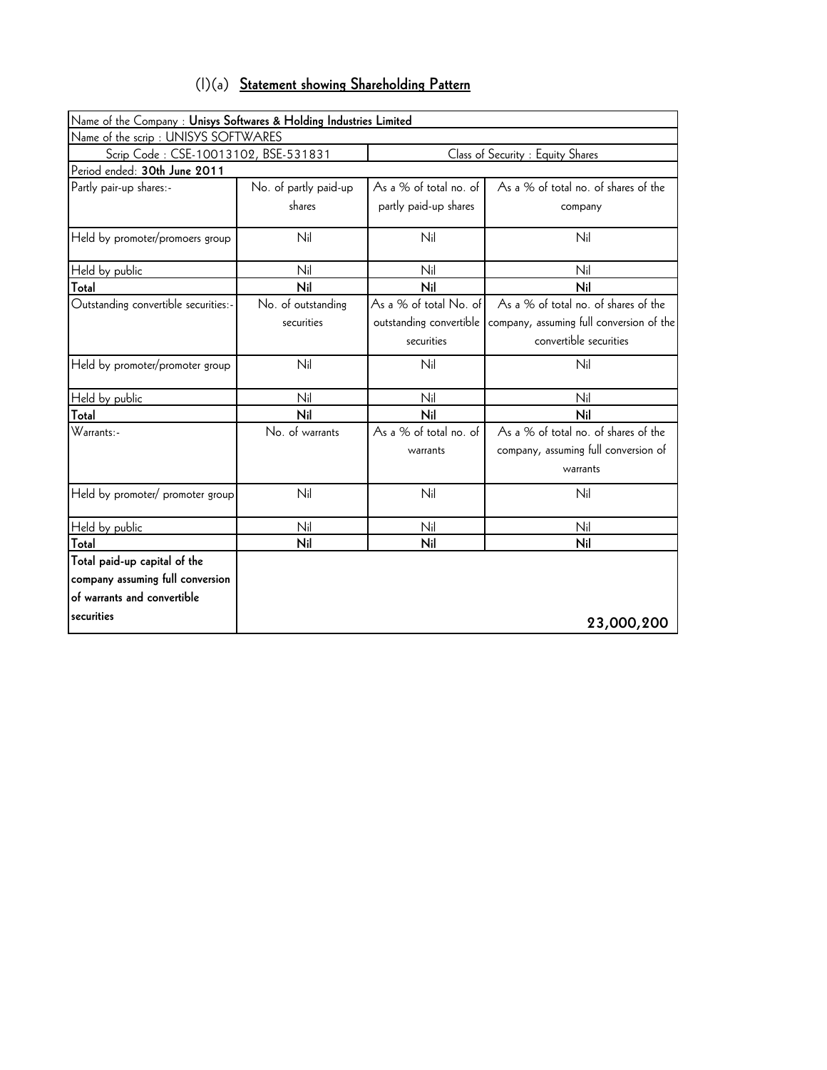## (I)(a) **Statement showing Shareholding Pattern**

| Name of the Company : **Unisys Softwares & Holding Industries Limited** | | | |
|---|---|---|---|
| Name of the scrip : UNISYS SOFTWARES | | | |
| Scrip Code : CSE-10013102, BSE-531831 | | Class of Security : Equity Shares | |
| Period ended: **30th June 2011** | | | |
| Partly pair-up shares:- | No. of partly paid-up shares | As a % of total no. of partly paid-up shares | As a % of total no. of shares of the company |
| Held by promoter/promoers group | Nil | Nil | Nil |
| Held by public | Nil | Nil | Nil |
| **Total** | **Nil** | **Nil** | **Nil** |
| Outstanding convertible securities:- | No. of outstanding securities | As a % of total No. of outstanding convertible securities | As a % of total no. of shares of the company, assuming full conversion of the convertible securities |
| Held by promoter/promoter group | Nil | Nil | Nil |
| Held by public | Nil | Nil | Nil |
| **Total** | **Nil** | **Nil** | **Nil** |
| Warrants:- | No. of warrants | As a % of total no. of warrants | As a % of total no. of shares of the company, assuming full conversion of warrants |
| Held by promoter/ promoter group | Nil | Nil | Nil |
| Held by public | Nil | Nil | Nil |
| **Total** | **Nil** | **Nil** | **Nil** |
| **Total paid-up capital of the company assuming full conversion of warrants and convertible securities** | | | **23,000,200** |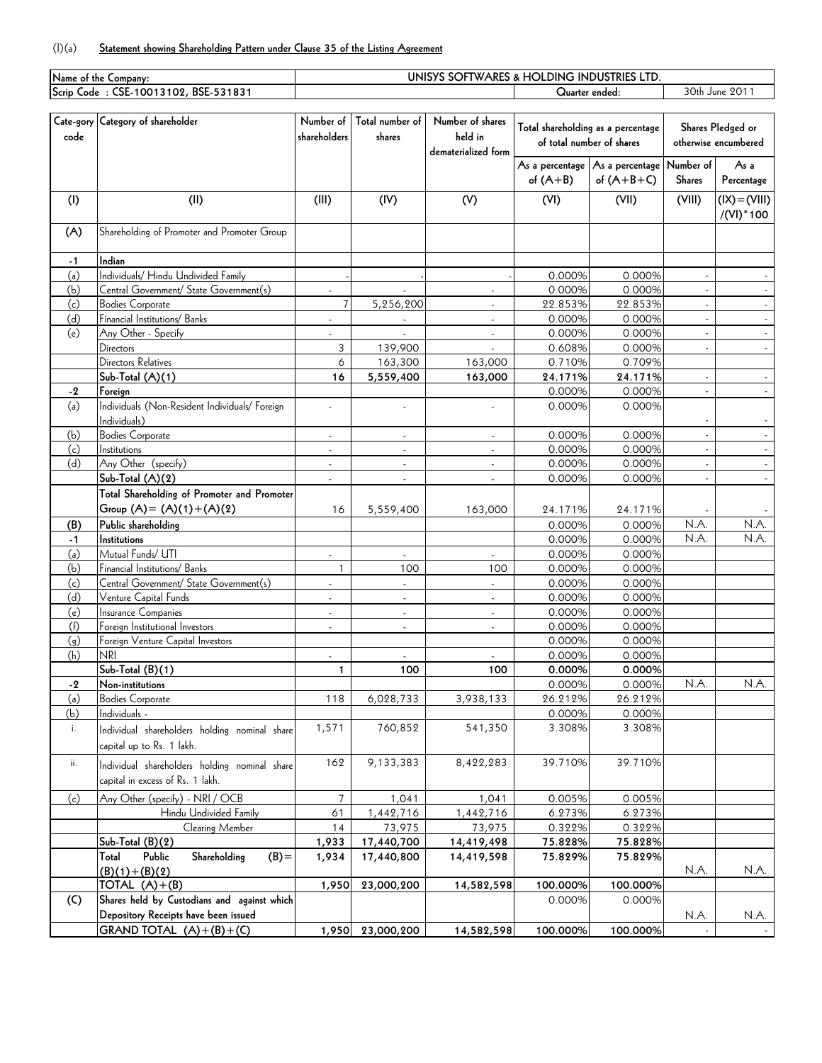(I)(a) **Statement showing Shareholding Pattern under Clause 35 of the Listing Agreement**

| Name of the Company: | UNISYS SOFTWARES & HOLDING INDUSTRIES LTD. | |
|---|---|---|
| Scrip Code : CSE-10013102, BSE-531831 | Quarter ended: | 30th June 2011 |

| Cate-gory code | Category of shareholder | Number of shareholders | Total number of shares | Number of shares held in dematerialized form | Total shareholding as a percentage of total number of shares | | Shares Pledged or otherwise encumbered | |
|---|---|---|---|---|---|---|---|---|
| | | | | | As a percentage of (A+B) | As a percentage of (A+B+C) | Number of Shares | As a Percentage |
| (I) | (II) | (III) | (IV) | (V) | (VI) | (VII) | (VIII) | (IX)=(VIII)/(VI)*100 |
| (A) | Shareholding of Promoter and Promoter Group | | | | | | | |
| -1 | Indian | | | | | | | |
| (a) | Individuals/ Hindu Undivided Family | - | - | - | 0.000% | 0.000% | - | - |
| (b) | Central Government/ State Government(s) | - | - | - | 0.000% | 0.000% | - | - |
| (c) | Bodies Corporate | 7 | 5,256,200 | - | 22.853% | 22.853% | - | - |
| (d) | Financial Institutions/ Banks | - | - | - | 0.000% | 0.000% | - | - |
| (e) | Any Other - Specify | - | - | - | 0.000% | 0.000% | - | - |
| | Directors | 3 | 139,900 | - | 0.608% | 0.000% | - | - |
| | Directors Relatives | 6 | 163,300 | 163,000 | 0.710% | 0.709% | | |
| | **Sub-Total (A)(1)** | **16** | **5,559,400** | **163,000** | **24.171%** | **24.171%** | - | - |
| -2 | Foreign | | | | 0.000% | 0.000% | - | - |
| (a) | Individuals (Non-Resident Individuals/ Foreign Individuals) | - | - | - | 0.000% | 0.000% | - | - |
| (b) | Bodies Corporate | - | - | - | 0.000% | 0.000% | - | - |
| (c) | Institutions | - | - | - | 0.000% | 0.000% | - | - |
| (d) | Any Other (specify) | - | - | - | 0.000% | 0.000% | - | - |
| | Sub-Total (A)(2) | - | - | - | 0.000% | 0.000% | - | - |
| | **Total Shareholding of Promoter and Promoter Group (A)= (A)(1)+(A)(2)** | 16 | 5,559,400 | 163,000 | 24.171% | 24.171% | - | - |
| (B) | **Public shareholding** | | | | 0.000% | 0.000% | N.A. | N.A. |
| -1 | **Institutions** | | | | 0.000% | 0.000% | N.A. | N.A. |
| (a) | Mutual Funds/ UTI | - | - | - | 0.000% | 0.000% | | |
| (b) | Financial Institutions/ Banks | 1 | 100 | 100 | 0.000% | 0.000% | | |
| (c) | Central Government/ State Government(s) | - | - | - | 0.000% | 0.000% | | |
| (d) | Venture Capital Funds | - | - | - | 0.000% | 0.000% | | |
| (e) | Insurance Companies | - | - | - | 0.000% | 0.000% | | |
| (f) | Foreign Institutional Investors | - | - | - | 0.000% | 0.000% | | |
| (g) | Foreign Venture Capital Investors | | | | 0.000% | 0.000% | | |
| (h) | NRI | - | - | - | 0.000% | 0.000% | | |
| | **Sub-Total (B)(1)** | **1** | **100** | **100** | **0.000%** | **0.000%** | | |
| -2 | **Non-institutions** | | | | 0.000% | 0.000% | N.A. | N.A. |
| (a) | Bodies Corporate | 118 | 6,028,733 | 3,938,133 | 26.212% | 26.212% | | |
| (b) | Individuals - | | | | 0.000% | 0.000% | | |
| i. | Individual shareholders holding nominal share capital up to Rs. 1 lakh. | 1,571 | 760,852 | 541,350 | 3.308% | 3.308% | | |
| ii. | Individual shareholders holding nominal share capital in excess of Rs. 1 lakh. | 162 | 9,133,383 | 8,422,283 | 39.710% | 39.710% | | |
| (c) | Any Other (specify) - NRI / OCB | 7 | 1,041 | 1,041 | 0.005% | 0.005% | | |
| | Hindu Undivided Family | 61 | 1,442,716 | 1,442,716 | 6.273% | 6.273% | | |
| | Clearing Member | 14 | 73,975 | 73,975 | 0.322% | 0.322% | | |
| | **Sub-Total (B)(2)** | **1,933** | **17,440,700** | **14,419,498** | **75.828%** | **75.828%** | | |
| | **Total Public Shareholding (B)= (B)(1)+(B)(2)** | **1,934** | **17,440,800** | **14,419,598** | **75.829%** | **75.829%** | N.A. | N.A. |
| | **TOTAL (A)+(B)** | **1,950** | **23,000,200** | **14,582,598** | **100.000%** | **100.000%** | | |
| (C) | **Shares held by Custodians and against which Depository Receipts have been issued** | | | | 0.000% | 0.000% | N.A. | N.A. |
| | **GRAND TOTAL (A)+(B)+(C)** | **1,950** | **23,000,200** | **14,582,598** | **100.000%** | **100.000%** | - | - |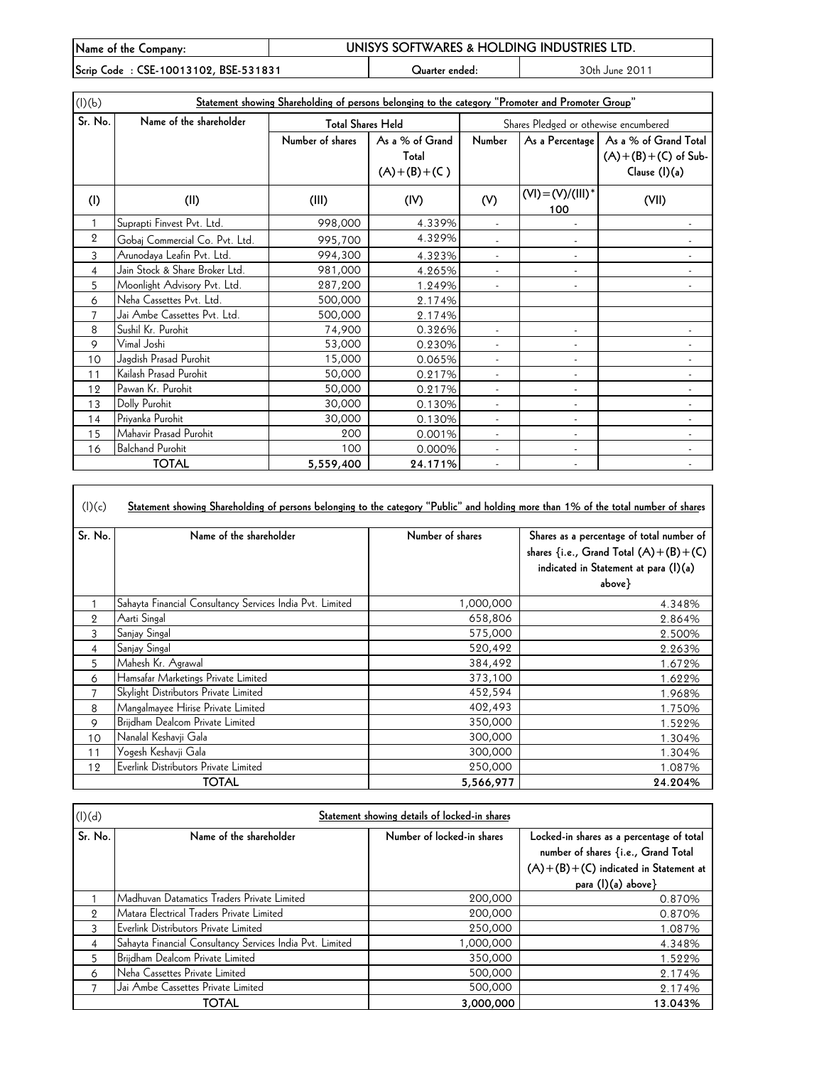| Name of the Company: | UNISYS SOFTWARES & HOLDING INDUSTRIES LTD. | |
|---|---|---|
| Scrip Code : CSE-10013102, BSE-531831 | Quarter ended: | 30th June 2011 |

(I)(b) **Statement showing Shareholding of persons belonging to the category "Promoter and Promoter Group"**

| Sr. No. | Name of the shareholder | Total Shares Held | | Shares Pledged or othewise encumbered | | |
|---|---|---|---|---|---|---|
| | | Number of shares | As a % of Grand Total (A)+(B)+(C ) | Number | As a Percentage | As a % of Grand Total (A)+(B)+(C) of Sub-Clause (I)(a) |
| (I) | (II) | (III) | (IV) | (V) | (VI)=(V)/(III)*100 | (VII) |
| 1 | Suprapti Finvest Pvt. Ltd. | 998,000 | 4.339% | - | - | - |
| 2 | Gobaj Commercial Co. Pvt. Ltd. | 995,700 | 4.329% | - | - | - |
| 3 | Arunodaya Leafin Pvt. Ltd. | 994,300 | 4.323% | - | - | - |
| 4 | Jain Stock & Share Broker Ltd. | 981,000 | 4.265% | - | - | - |
| 5 | Moonlight Advisory Pvt. Ltd. | 287,200 | 1.249% | - | - | - |
| 6 | Neha Cassettes Pvt. Ltd. | 500,000 | 2.174% | | | |
| 7 | Jai Ambe Cassettes Pvt. Ltd. | 500,000 | 2.174% | | | |
| 8 | Sushil Kr. Purohit | 74,900 | 0.326% | - | - | - |
| 9 | Vimal Joshi | 53,000 | 0.230% | - | - | - |
| 10 | Jagdish Prasad Purohit | 15,000 | 0.065% | - | - | - |
| 11 | Kailash Prasad Purohit | 50,000 | 0.217% | - | - | - |
| 12 | Pawan Kr. Purohit | 50,000 | 0.217% | - | - | - |
| 13 | Dolly Purohit | 30,000 | 0.130% | - | - | - |
| 14 | Priyanka Purohit | 30,000 | 0.130% | - | - | - |
| 15 | Mahavir Prasad Purohit | 200 | 0.001% | - | - | - |
| 16 | Balchand Purohit | 100 | 0.000% | - | - | - |
| | **TOTAL** | **5,559,400** | **24.171%** | - | - | - |

(I)(c) **Statement showing Shareholding of persons belonging to the category "Public" and holding more than 1% of the total number of shares**

| Sr. No. | Name of the shareholder | Number of shares | Shares as a percentage of total number of shares {i.e., Grand Total (A)+(B)+(C) indicated in Statement at para (I)(a) above} |
|---|---|---|---|
| 1 | Sahayta Financial Consultancy Services India Pvt. Limited | 1,000,000 | 4.348% |
| 2 | Aarti Singal | 658,806 | 2.864% |
| 3 | Sanjay Singal | 575,000 | 2.500% |
| 4 | Sanjay Singal | 520,492 | 2.263% |
| 5 | Mahesh Kr. Agrawal | 384,492 | 1.672% |
| 6 | Hamsafar Marketings Private Limited | 373,100 | 1.622% |
| 7 | Skylight Distributors Private Limited | 452,594 | 1.968% |
| 8 | Mangalmayee Hirise Private Limited | 402,493 | 1.750% |
| 9 | Brijdham Dealcom Private Limited | 350,000 | 1.522% |
| 10 | Nanalal Keshavji Gala | 300,000 | 1.304% |
| 11 | Yogesh Keshavji Gala | 300,000 | 1.304% |
| 12 | Everlink Distributors Private Limited | 250,000 | 1.087% |
| | **TOTAL** | **5,566,977** | **24.204%** |

(I)(d) **Statement showing details of locked-in shares**

| Sr. No. | Name of the shareholder | Number of locked-in shares | Locked-in shares as a percentage of total number of shares {i.e., Grand Total (A)+(B)+(C) indicated in Statement at para (I)(a) above} |
|---|---|---|---|
| 1 | Madhuvan Datamatics Traders Private Limited | 200,000 | 0.870% |
| 2 | Matara Electrical Traders Private Limited | 200,000 | 0.870% |
| 3 | Everlink Distributors Private Limited | 250,000 | 1.087% |
| 4 | Sahayta Financial Consultancy Services India Pvt. Limited | 1,000,000 | 4.348% |
| 5 | Brijdham Dealcom Private Limited | 350,000 | 1.522% |
| 6 | Neha Cassettes Private Limited | 500,000 | 2.174% |
| 7 | Jai Ambe Cassettes Private Limited | 500,000 | 2.174% |
| | **TOTAL** | **3,000,000** | **13.043%** |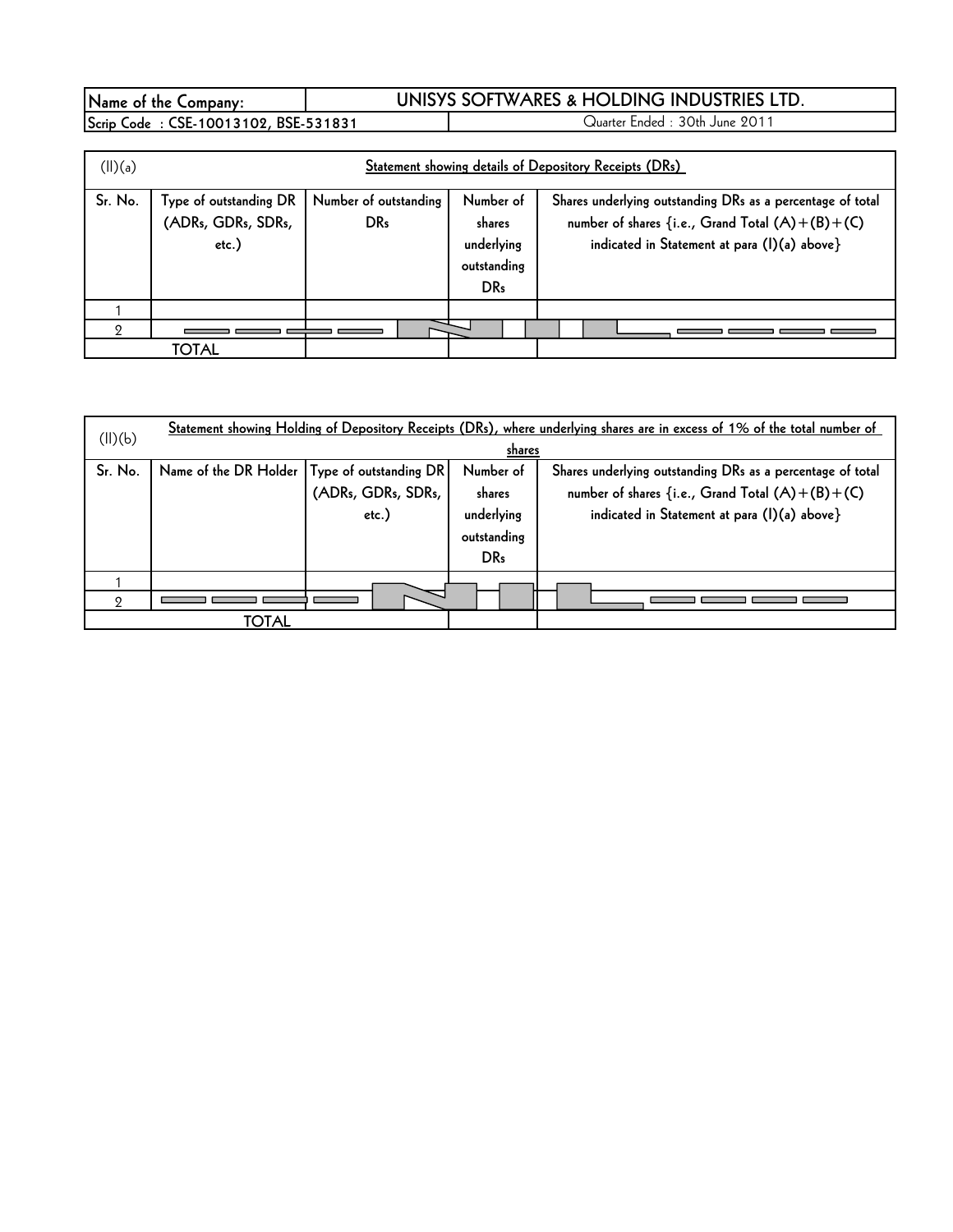| Name of the Company: | UNISYS SOFTWARES & HOLDING INDUSTRIES LTD. |
|---|---|
| Scrip Code : CSE-10013102, BSE-531831 | Quarter Ended : 30th June 2011 |

(II)(a) **Statement showing details of Depository Receipts (DRs)**

| Sr. No. | Type of outstanding DR (ADRs, GDRs, SDRs, etc.) | Number of outstanding DRs | Number of shares underlying outstanding DRs | Shares underlying outstanding DRs as a percentage of total number of shares {i.e., Grand Total (A)+(B)+(C) indicated in Statement at para (I)(a) above} |
|---|---|---|---|---|
| 1 | | | | |
| 2 | | | | |
| TOTAL | | | | |

(II)(b) **Statement showing Holding of Depository Receipts (DRs), where underlying shares are in excess of 1% of the total number of shares**

| Sr. No. | Name of the DR Holder | Type of outstanding DR (ADRs, GDRs, SDRs, etc.) | Number of shares underlying outstanding DRs | Shares underlying outstanding DRs as a percentage of total number of shares {i.e., Grand Total (A)+(B)+(C) indicated in Statement at para (I)(a) above} |
|---|---|---|---|---|
| 1 | | | | |
| 2 | | | | |
| TOTAL | | | | |